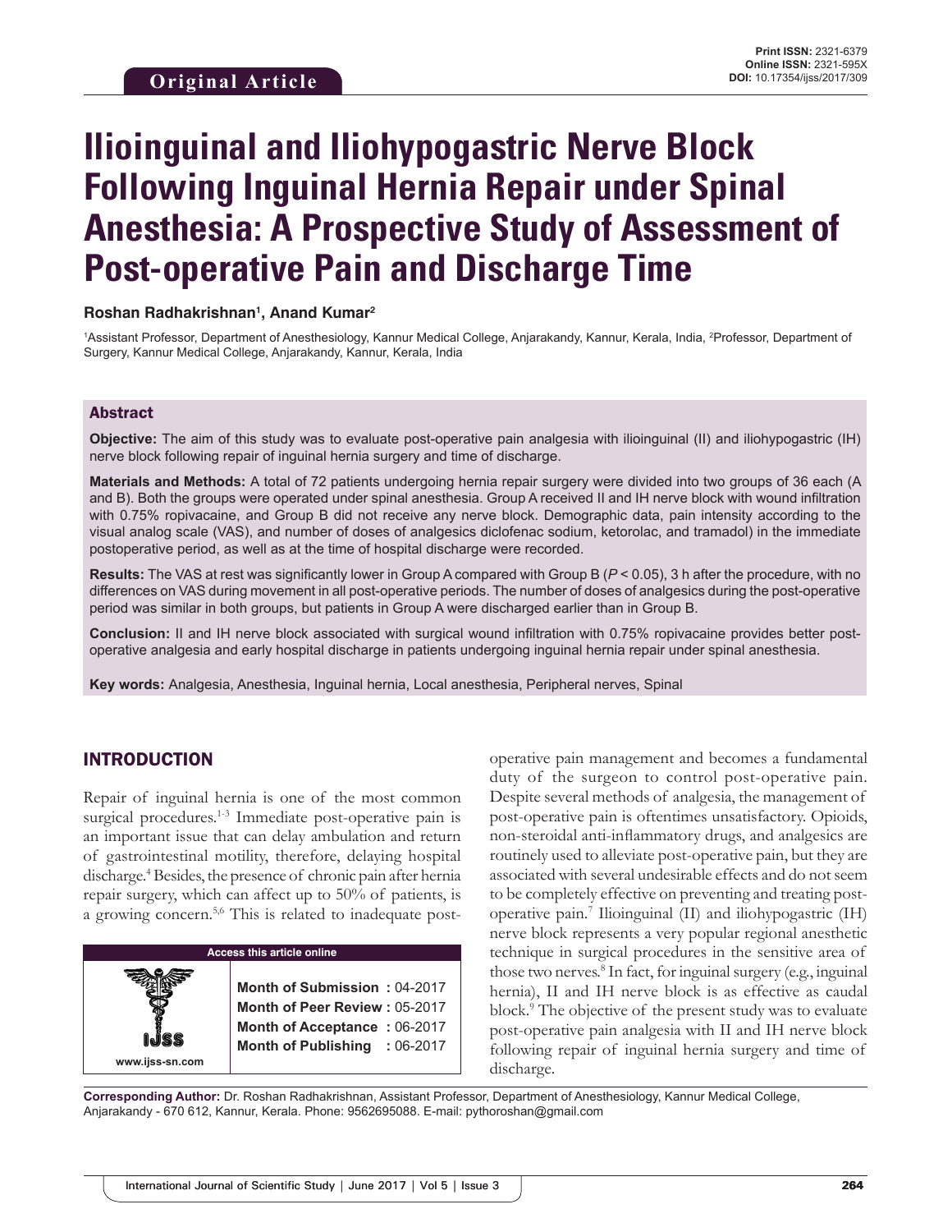Original Article

Print ISSN: 2321-6379
Online ISSN: 2321-595X
DOI: 10.17354/ijss/2017/309

# Ilioinguinal and Iliohypogastric Nerve Block Following Inguinal Hernia Repair under Spinal Anesthesia: A Prospective Study of Assessment of Post-operative Pain and Discharge Time

**Roshan Radhakrishnan[1], Anand Kumar[2]**

[1]Assistant Professor, Department of Anesthesiology, Kannur Medical College, Anjarakandy, Kannur, Kerala, India, [2]Professor, Department of Surgery, Kannur Medical College, Anjarakandy, Kannur, Kerala, India

## Abstract

**Objective:** The aim of this study was to evaluate post-operative pain analgesia with ilioinguinal (II) and iliohypogastric (IH) nerve block following repair of inguinal hernia surgery and time of discharge.

**Materials and Methods:** A total of 72 patients undergoing hernia repair surgery were divided into two groups of 36 each (A and B). Both the groups were operated under spinal anesthesia. Group A received II and IH nerve block with wound infiltration with 0.75% ropivacaine, and Group B did not receive any nerve block. Demographic data, pain intensity according to the visual analog scale (VAS), and number of doses of analgesics diclofenac sodium, ketorolac, and tramadol) in the immediate postoperative period, as well as at the time of hospital discharge were recorded.

**Results:** The VAS at rest was significantly lower in Group A compared with Group B ($P < 0.05$), 3 h after the procedure, with no differences on VAS during movement in all post-operative periods. The number of doses of analgesics during the post-operative period was similar in both groups, but patients in Group A were discharged earlier than in Group B.

**Conclusion:** II and IH nerve block associated with surgical wound infiltration with 0.75% ropivacaine provides better post-operative analgesia and early hospital discharge in patients undergoing inguinal hernia repair under spinal anesthesia.

**Key words:** Analgesia, Anesthesia, Inguinal hernia, Local anesthesia, Peripheral nerves, Spinal

## INTRODUCTION

Repair of inguinal hernia is one of the most common surgical procedures.[1-3] Immediate post-operative pain is an important issue that can delay ambulation and return of gastrointestinal motility, therefore, delaying hospital discharge.[4] Besides, the presence of chronic pain after hernia repair surgery, which can affect up to 50% of patients, is a growing concern.[5,6] This is related to inadequate post-operative pain management and becomes a fundamental duty of the surgeon to control post-operative pain. Despite several methods of analgesia, the management of post-operative pain is oftentimes unsatisfactory. Opioids, non-steroidal anti-inflammatory drugs, and analgesics are routinely used to alleviate post-operative pain, but they are associated with several undesirable effects and do not seem to be completely effective on preventing and treating post-operative pain.[7] Ilioinguinal (II) and iliohypogastric (IH) nerve block represents a very popular regional anesthetic technique in surgical procedures in the sensitive area of those two nerves.[8] In fact, for inguinal surgery (e.g., inguinal hernia), II and IH nerve block is as effective as caudal block.[9] The objective of the present study was to evaluate post-operative pain analgesia with II and IH nerve block following repair of inguinal hernia surgery and time of discharge.

| Access this article online | |
|---|---|
| www.ijss-sn.com | **Month of Submission :** 04-2017 |
| | **Month of Peer Review :** 05-2017 |
| | **Month of Acceptance :** 06-2017 |
| | **Month of Publishing :** 06-2017 |

**Corresponding Author:** Dr. Roshan Radhakrishnan, Assistant Professor, Department of Anesthesiology, Kannur Medical College, Anjarakandy - 670 612, Kannur, Kerala. Phone: 9562695088. E-mail: pythoroshan@gmail.com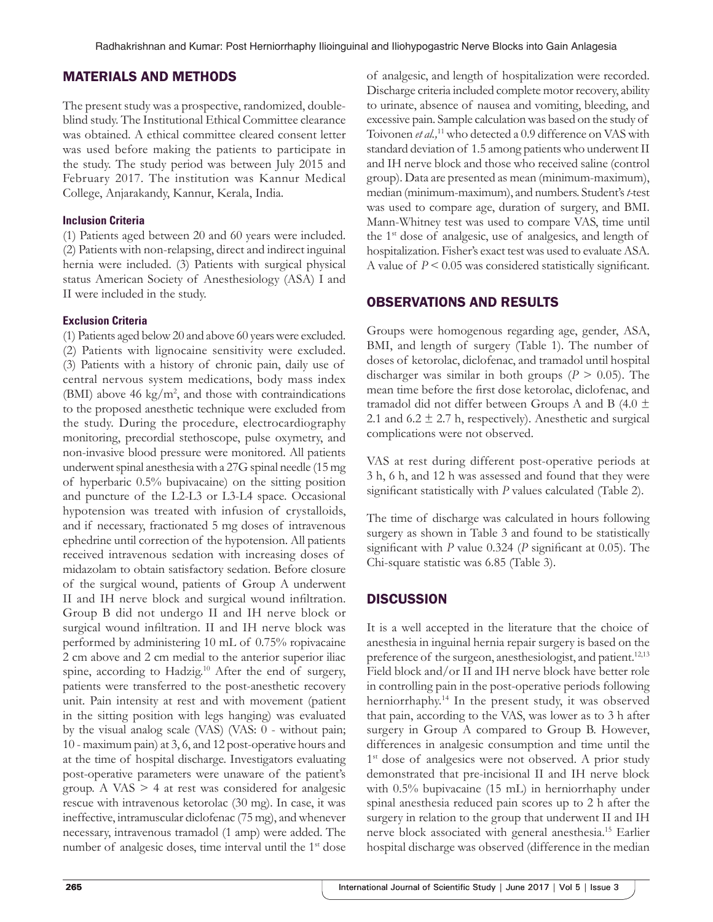## MATERIALS AND METHODS

The present study was a prospective, randomized, double-blind study. The Institutional Ethical Committee clearance was obtained. A ethical committee cleared consent letter was used before making the patients to participate in the study. The study period was between July 2015 and February 2017. The institution was Kannur Medical College, Anjarakandy, Kannur, Kerala, India.

### Inclusion Criteria

(1) Patients aged between 20 and 60 years were included. (2) Patients with non-relapsing, direct and indirect inguinal hernia were included. (3) Patients with surgical physical status American Society of Anesthesiology (ASA) I and II were included in the study.

### Exclusion Criteria

(1) Patients aged below 20 and above 60 years were excluded. (2) Patients with lignocaine sensitivity were excluded. (3) Patients with a history of chronic pain, daily use of central nervous system medications, body mass index (BMI) above 46 kg/m$^2$, and those with contraindications to the proposed anesthetic technique were excluded from the study. During the procedure, electrocardiography monitoring, precordial stethoscope, pulse oxymetry, and non-invasive blood pressure were monitored. All patients underwent spinal anesthesia with a 27G spinal needle (15 mg of hyperbaric 0.5% bupivacaine) on the sitting position and puncture of the L2-L3 or L3-L4 space. Occasional hypotension was treated with infusion of crystalloids, and if necessary, fractionated 5 mg doses of intravenous ephedrine until correction of the hypotension. All patients received intravenous sedation with increasing doses of midazolam to obtain satisfactory sedation. Before closure of the surgical wound, patients of Group A underwent II and IH nerve block and surgical wound infiltration. Group B did not undergo II and IH nerve block or surgical wound infiltration. II and IH nerve block was performed by administering 10 mL of 0.75% ropivacaine 2 cm above and 2 cm medial to the anterior superior iliac spine, according to Hadzig.[10] After the end of surgery, patients were transferred to the post-anesthetic recovery unit. Pain intensity at rest and with movement (patient in the sitting position with legs hanging) was evaluated by the visual analog scale (VAS) (VAS: 0 - without pain; 10 - maximum pain) at 3, 6, and 12 post-operative hours and at the time of hospital discharge. Investigators evaluating post-operative parameters were unaware of the patient's group. A VAS > 4 at rest was considered for analgesic rescue with intravenous ketorolac (30 mg). In case, it was ineffective, intramuscular diclofenac (75 mg), and whenever necessary, intravenous tramadol (1 amp) were added. The number of analgesic doses, time interval until the 1st dose of analgesic, and length of hospitalization were recorded. Discharge criteria included complete motor recovery, ability to urinate, absence of nausea and vomiting, bleeding, and excessive pain. Sample calculation was based on the study of Toivonen *et al.*,[11] who detected a 0.9 difference on VAS with standard deviation of 1.5 among patients who underwent II and IH nerve block and those who received saline (control group). Data are presented as mean (minimum-maximum), median (minimum-maximum), and numbers. Student's *t*-test was used to compare age, duration of surgery, and BMI. Mann-Whitney test was used to compare VAS, time until the 1st dose of analgesic, use of analgesics, and length of hospitalization. Fisher's exact test was used to evaluate ASA. A value of $P < 0.05$ was considered statistically significant.

## OBSERVATIONS AND RESULTS

Groups were homogenous regarding age, gender, ASA, BMI, and length of surgery (Table 1). The number of doses of ketorolac, diclofenac, and tramadol until hospital discharger was similar in both groups ($P > 0.05$). The mean time before the first dose ketorolac, diclofenac, and tramadol did not differ between Groups A and B (4.0 ± 2.1 and 6.2 ± 2.7 h, respectively). Anesthetic and surgical complications were not observed.

VAS at rest during different post-operative periods at 3 h, 6 h, and 12 h was assessed and found that they were significant statistically with *P* values calculated (Table 2).

The time of discharge was calculated in hours following surgery as shown in Table 3 and found to be statistically significant with *P* value 0.324 (*P* significant at 0.05). The Chi-square statistic was 6.85 (Table 3).

## DISCUSSION

It is a well accepted in the literature that the choice of anesthesia in inguinal hernia repair surgery is based on the preference of the surgeon, anesthesiologist, and patient.[12,13] Field block and/or II and IH nerve block have better role in controlling pain in the post-operative periods following herniorrhaphy.[14] In the present study, it was observed that pain, according to the VAS, was lower as to 3 h after surgery in Group A compared to Group B. However, differences in analgesic consumption and time until the 1st dose of analgesics were not observed. A prior study demonstrated that pre-incisional II and IH nerve block with 0.5% bupivacaine (15 mL) in herniorrhaphy under spinal anesthesia reduced pain scores up to 2 h after the surgery in relation to the group that underwent II and IH nerve block associated with general anesthesia.[15] Earlier hospital discharge was observed (difference in the median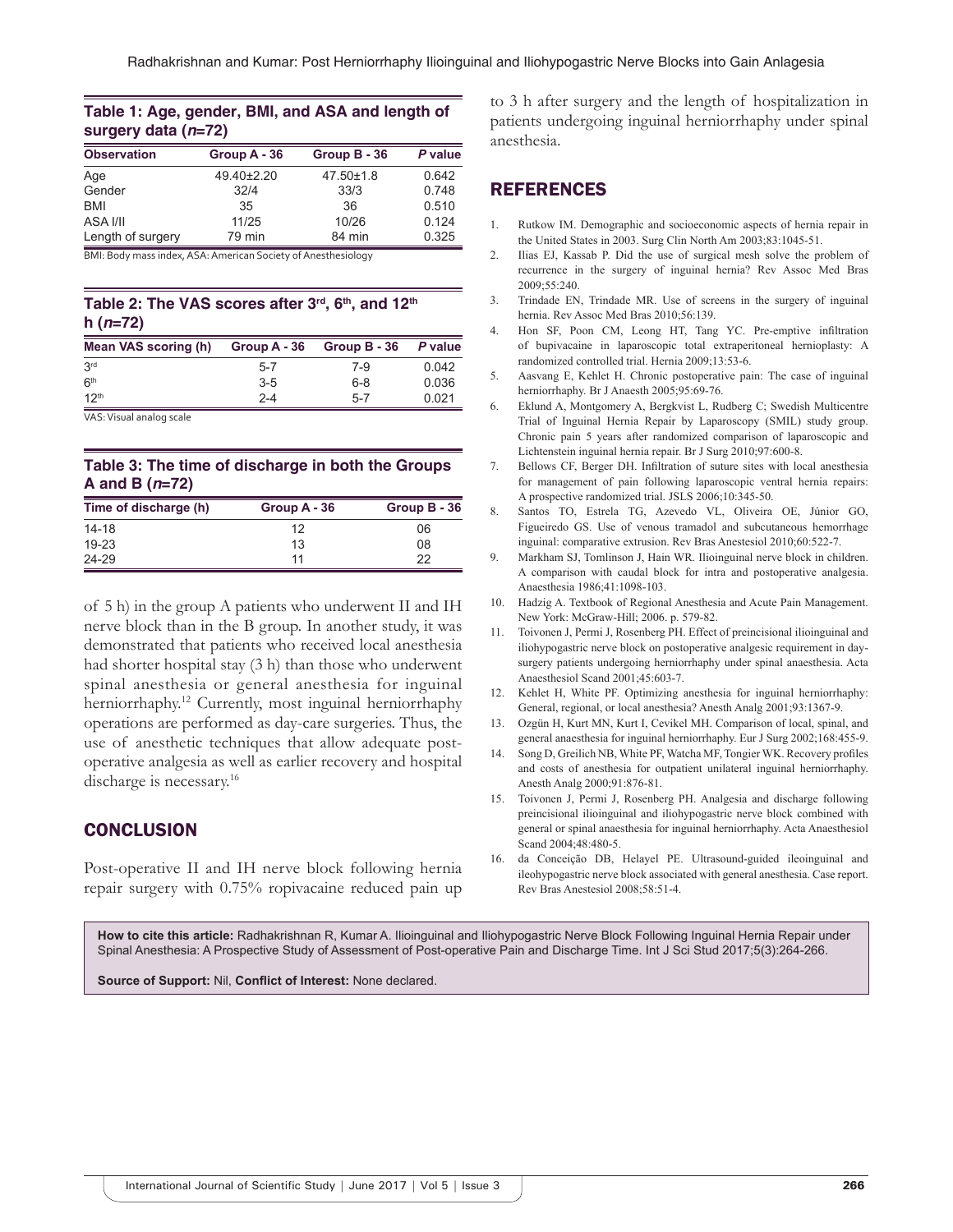**Table 1: Age, gender, BMI, and ASA and length of surgery data (*n*=72)**

| Observation | Group A - 36 | Group B - 36 | *P* value |
|---|---|---|---|
| Age | 49.40±2.20 | 47.50±1.8 | 0.642 |
| Gender | 32/4 | 33/3 | 0.748 |
| BMI | 35 | 36 | 0.510 |
| ASA I/II | 11/25 | 10/26 | 0.124 |
| Length of surgery | 79 min | 84 min | 0.325 |

BMI: Body mass index, ASA: American Society of Anesthesiology

**Table 2: The VAS scores after 3rd, 6th, and 12th h (*n*=72)**

| Mean VAS scoring (h) | Group A - 36 | Group B - 36 | *P* value |
|---|---|---|---|
| 3rd | 5-7 | 7-9 | 0.042 |
| 6th | 3-5 | 6-8 | 0.036 |
| 12th | 2-4 | 5-7 | 0.021 |

VAS: Visual analog scale

**Table 3: The time of discharge in both the Groups A and B (*n*=72)**

| Time of discharge (h) | Group A - 36 | Group B - 36 |
|---|---|---|
| 14-18 | 12 | 06 |
| 19-23 | 13 | 08 |
| 24-29 | 11 | 22 |

of 5 h) in the group A patients who underwent II and IH nerve block than in the B group. In another study, it was demonstrated that patients who received local anesthesia had shorter hospital stay (3 h) than those who underwent spinal anesthesia or general anesthesia for inguinal herniorrhaphy.[12] Currently, most inguinal herniorrhaphy operations are performed as day-care surgeries. Thus, the use of anesthetic techniques that allow adequate post-operative analgesia as well as earlier recovery and hospital discharge is necessary.[16]

## CONCLUSION

Post-operative II and IH nerve block following hernia repair surgery with 0.75% ropivacaine reduced pain up to 3 h after surgery and the length of hospitalization in patients undergoing inguinal herniorrhaphy under spinal anesthesia.

## REFERENCES

1. Rutkow IM. Demographic and socioeconomic aspects of hernia repair in the United States in 2003. Surg Clin North Am 2003;83:1045-51.
2. Ilias EJ, Kassab P. Did the use of surgical mesh solve the problem of recurrence in the surgery of inguinal hernia? Rev Assoc Med Bras 2009;55:240.
3. Trindade EN, Trindade MR. Use of screens in the surgery of inguinal hernia. Rev Assoc Med Bras 2010;56:139.
4. Hon SF, Poon CM, Leong HT, Tang YC. Pre-emptive infiltration of bupivacaine in laparoscopic total extraperitoneal hernioplasty: A randomized controlled trial. Hernia 2009;13:53-6.
5. Aasvang E, Kehlet H. Chronic postoperative pain: The case of inguinal herniorrhaphy. Br J Anaesth 2005;95:69-76.
6. Eklund A, Montgomery A, Bergkvist L, Rudberg C; Swedish Multicentre Trial of Inguinal Hernia Repair by Laparoscopy (SMIL) study group. Chronic pain 5 years after randomized comparison of laparoscopic and Lichtenstein inguinal hernia repair. Br J Surg 2010;97:600-8.
7. Bellows CF, Berger DH. Infiltration of suture sites with local anesthesia for management of pain following laparoscopic ventral hernia repairs: A prospective randomized trial. JSLS 2006;10:345-50.
8. Santos TO, Estrela TG, Azevedo VL, Oliveira OE, Júnior GO, Figueiredo GS. Use of venous tramadol and subcutaneous hemorrhage inguinal: comparative extrusion. Rev Bras Anestesiol 2010;60:522-7.
9. Markham SJ, Tomlinson J, Hain WR. Ilioinguinal nerve block in children. A comparison with caudal block for intra and postoperative analgesia. Anaesthesia 1986;41:1098-103.
10. Hadzig A. Textbook of Regional Anesthesia and Acute Pain Management. New York: McGraw-Hill; 2006. p. 579-82.
11. Toivonen J, Permi J, Rosenberg PH. Effect of preincisional ilioinguinal and iliohypogastric nerve block on postoperative analgesic requirement in day-surgery patients undergoing herniorrhaphy under spinal anaesthesia. Acta Anaesthesiol Scand 2001;45:603-7.
12. Kehlet H, White PF. Optimizing anesthesia for inguinal herniorrhaphy: General, regional, or local anesthesia? Anesth Analg 2001;93:1367-9.
13. Ozgün H, Kurt MN, Kurt I, Cevikel MH. Comparison of local, spinal, and general anaesthesia for inguinal herniorrhaphy. Eur J Surg 2002;168:455-9.
14. Song D, Greilich NB, White PF, Watcha MF, Tongier WK. Recovery profiles and costs of anesthesia for outpatient unilateral inguinal herniorrhaphy. Anesth Analg 2000;91:876-81.
15. Toivonen J, Permi J, Rosenberg PH. Analgesia and discharge following preincisional ilioinguinal and iliohypogastric nerve block combined with general or spinal anaesthesia for inguinal herniorrhaphy. Acta Anaesthesiol Scand 2004;48:480-5.
16. da Conceição DB, Helayel PE. Ultrasound-guided ileoinguinal and ileohypogastric nerve block associated with general anesthesia. Case report. Rev Bras Anestesiol 2008;58:51-4.

**How to cite this article:** Radhakrishnan R, Kumar A. Ilioinguinal and Iliohypogastric Nerve Block Following Inguinal Hernia Repair under Spinal Anesthesia: A Prospective Study of Assessment of Post-operative Pain and Discharge Time. Int J Sci Stud 2017;5(3):264-266.

**Source of Support:** Nil, **Conflict of Interest:** None declared.